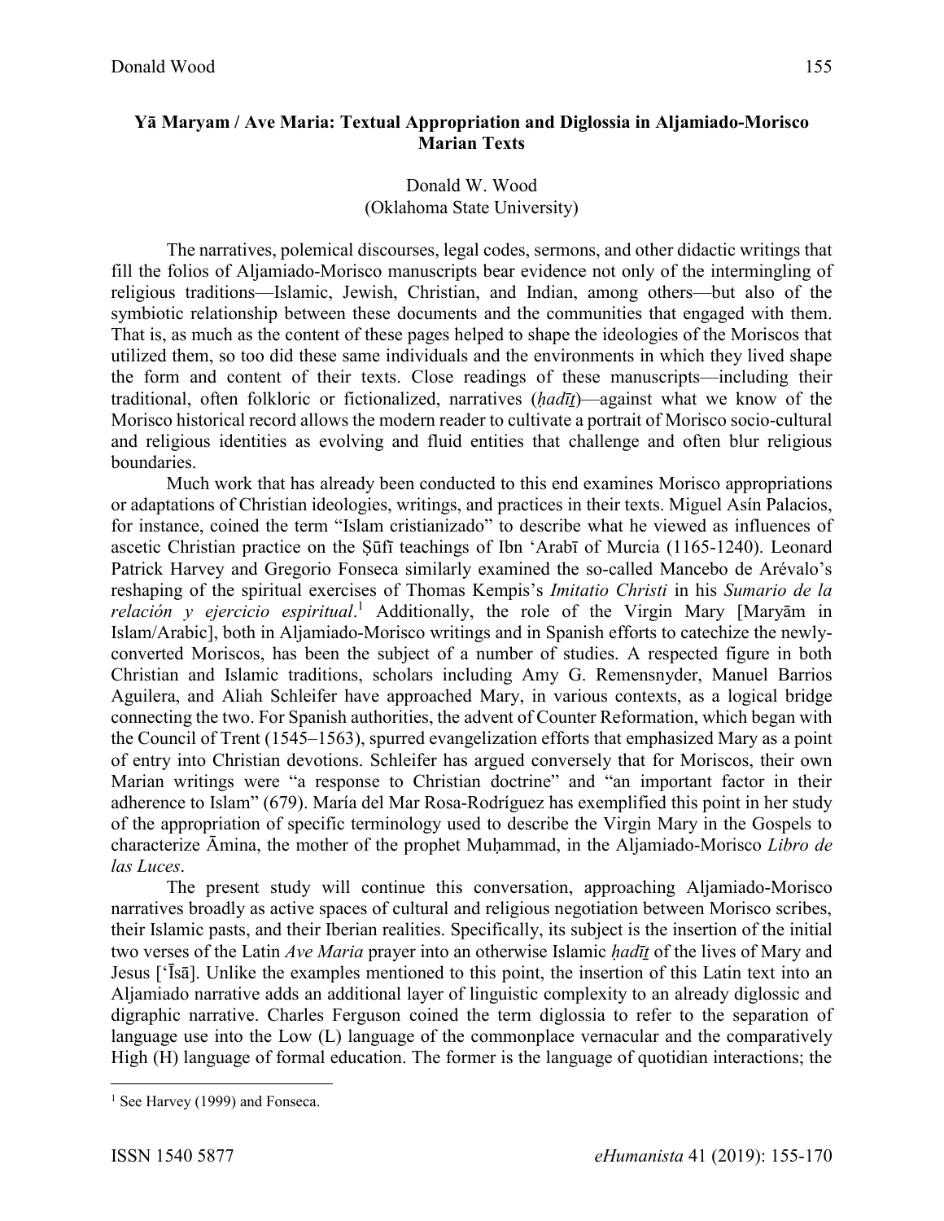**Yā Maryam / Ave Maria: Textual Appropriation and Diglossia in Aljamiado-Morisco Marian Texts**

Donald W. Wood
(Oklahoma State University)

The narratives, polemical discourses, legal codes, sermons, and other didactic writings that fill the folios of Aljamiado-Morisco manuscripts bear evidence not only of the intermingling of religious traditions—Islamic, Jewish, Christian, and Indian, among others—but also of the symbiotic relationship between these documents and the communities that engaged with them. That is, as much as the content of these pages helped to shape the ideologies of the Moriscos that utilized them, so too did these same individuals and the environments in which they lived shape the form and content of their texts. Close readings of these manuscripts—including their traditional, often folkloric or fictionalized, narratives (*ḥadīṯ*)—against what we know of the Morisco historical record allows the modern reader to cultivate a portrait of Morisco socio-cultural and religious identities as evolving and fluid entities that challenge and often blur religious boundaries.

Much work that has already been conducted to this end examines Morisco appropriations or adaptations of Christian ideologies, writings, and practices in their texts. Miguel Asín Palacios, for instance, coined the term "Islam cristianizado" to describe what he viewed as influences of ascetic Christian practice on the Ṣūfī teachings of Ibn 'Arabī of Murcia (1165-1240). Leonard Patrick Harvey and Gregorio Fonseca similarly examined the so-called Mancebo de Arévalo's reshaping of the spiritual exercises of Thomas Kempis's *Imitatio Christi* in his *Sumario de la relación y ejercicio espiritual*.[1] Additionally, the role of the Virgin Mary [Maryām in Islam/Arabic], both in Aljamiado-Morisco writings and in Spanish efforts to catechize the newly-converted Moriscos, has been the subject of a number of studies. A respected figure in both Christian and Islamic traditions, scholars including Amy G. Remensnyder, Manuel Barrios Aguilera, and Aliah Schleifer have approached Mary, in various contexts, as a logical bridge connecting the two. For Spanish authorities, the advent of Counter Reformation, which began with the Council of Trent (1545–1563), spurred evangelization efforts that emphasized Mary as a point of entry into Christian devotions. Schleifer has argued conversely that for Moriscos, their own Marian writings were "a response to Christian doctrine" and "an important factor in their adherence to Islam" (679). María del Mar Rosa-Rodríguez has exemplified this point in her study of the appropriation of specific terminology used to describe the Virgin Mary in the Gospels to characterize Āmina, the mother of the prophet Muḥammad, in the Aljamiado-Morisco *Libro de las Luces*.

The present study will continue this conversation, approaching Aljamiado-Morisco narratives broadly as active spaces of cultural and religious negotiation between Morisco scribes, their Islamic pasts, and their Iberian realities. Specifically, its subject is the insertion of the initial two verses of the Latin *Ave Maria* prayer into an otherwise Islamic *ḥadīṯ* of the lives of Mary and Jesus ['Īsā]. Unlike the examples mentioned to this point, the insertion of this Latin text into an Aljamiado narrative adds an additional layer of linguistic complexity to an already diglossic and digraphic narrative. Charles Ferguson coined the term diglossia to refer to the separation of language use into the Low (L) language of the commonplace vernacular and the comparatively High (H) language of formal education. The former is the language of quotidian interactions; the

[1] See Harvey (1999) and Fonseca.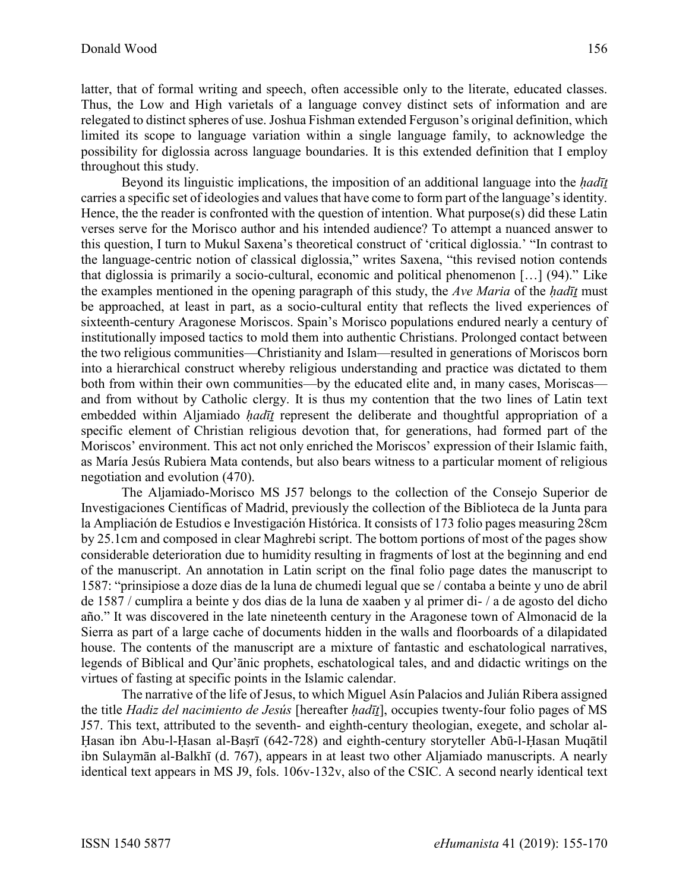latter, that of formal writing and speech, often accessible only to the literate, educated classes. Thus, the Low and High varietals of a language convey distinct sets of information and are relegated to distinct spheres of use. Joshua Fishman extended Ferguson's original definition, which limited its scope to language variation within a single language family, to acknowledge the possibility for diglossia across language boundaries. It is this extended definition that I employ throughout this study.

Beyond its linguistic implications, the imposition of an additional language into the *ḥadīṯ* carries a specific set of ideologies and values that have come to form part of the language's identity. Hence, the the reader is confronted with the question of intention. What purpose(s) did these Latin verses serve for the Morisco author and his intended audience? To attempt a nuanced answer to this question, I turn to Mukul Saxena's theoretical construct of 'critical diglossia.' "In contrast to the language-centric notion of classical diglossia," writes Saxena, "this revised notion contends that diglossia is primarily a socio-cultural, economic and political phenomenon […] (94)." Like the examples mentioned in the opening paragraph of this study, the *Ave Maria* of the *ḥadīṯ* must be approached, at least in part, as a socio-cultural entity that reflects the lived experiences of sixteenth-century Aragonese Moriscos. Spain's Morisco populations endured nearly a century of institutionally imposed tactics to mold them into authentic Christians. Prolonged contact between the two religious communities—Christianity and Islam—resulted in generations of Moriscos born into a hierarchical construct whereby religious understanding and practice was dictated to them both from within their own communities—by the educated elite and, in many cases, Moriscas—and from without by Catholic clergy. It is thus my contention that the two lines of Latin text embedded within Aljamiado *ḥadīṯ* represent the deliberate and thoughtful appropriation of a specific element of Christian religious devotion that, for generations, had formed part of the Moriscos' environment. This act not only enriched the Moriscos' expression of their Islamic faith, as María Jesús Rubiera Mata contends, but also bears witness to a particular moment of religious negotiation and evolution (470).

The Aljamiado-Morisco MS J57 belongs to the collection of the Consejo Superior de Investigaciones Científicas of Madrid, previously the collection of the Biblioteca de la Junta para la Ampliación de Estudios e Investigación Histórica. It consists of 173 folio pages measuring 28cm by 25.1cm and composed in clear Maghrebi script. The bottom portions of most of the pages show considerable deterioration due to humidity resulting in fragments of lost at the beginning and end of the manuscript. An annotation in Latin script on the final folio page dates the manuscript to 1587: "prinsipiose a doze dias de la luna de chumedi legual que se / contaba a beinte y uno de abril de 1587 / cumplira a beinte y dos dias de la luna de xaaben y al primer di- / a de agosto del dicho año." It was discovered in the late nineteenth century in the Aragonese town of Almonacid de la Sierra as part of a large cache of documents hidden in the walls and floorboards of a dilapidated house. The contents of the manuscript are a mixture of fantastic and eschatological narratives, legends of Biblical and Qur'ānic prophets, eschatological tales, and and didactic writings on the virtues of fasting at specific points in the Islamic calendar.

The narrative of the life of Jesus, to which Miguel Asín Palacios and Julián Ribera assigned the title *Hadiz del nacimiento de Jesús* [hereafter *ḥadīṯ*], occupies twenty-four folio pages of MS J57. This text, attributed to the seventh- and eighth-century theologian, exegete, and scholar al-Ḥasan ibn Abu-l-Ḥasan al-Baṣrī (642-728) and eighth-century storyteller Abū-l-Ḥasan Muqātil ibn Sulaymān al-Balkhī (d. 767), appears in at least two other Aljamiado manuscripts. A nearly identical text appears in MS J9, fols. 106v-132v, also of the CSIC. A second nearly identical text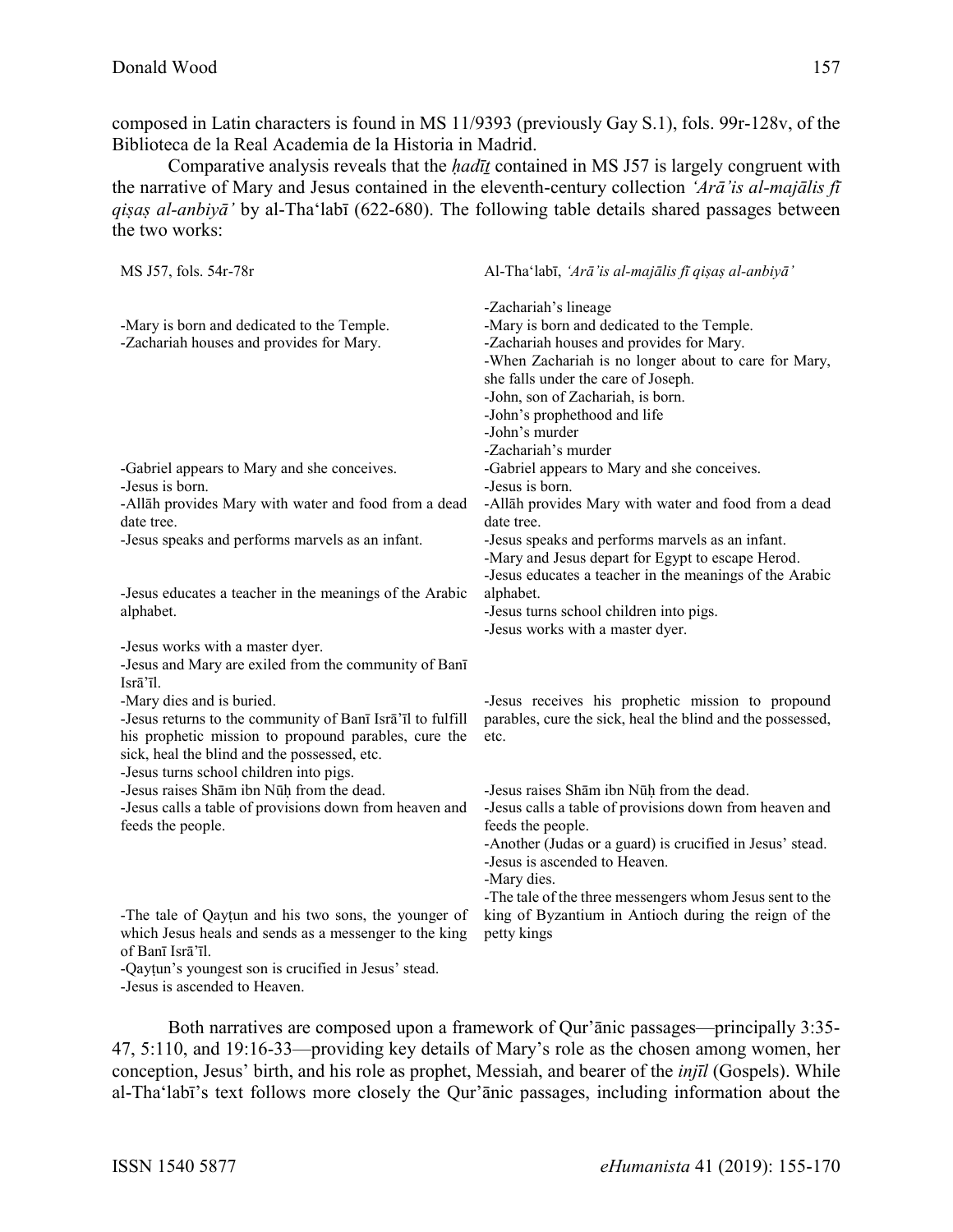composed in Latin characters is found in MS 11/9393 (previously Gay S.1), fols. 99r-128v, of the Biblioteca de la Real Academia de la Historia in Madrid.

Comparative analysis reveals that the *ḥadīṯ* contained in MS J57 is largely congruent with the narrative of Mary and Jesus contained in the eleventh-century collection *'Arā'is al-majālis fī qiṣaṣ al-anbiyā'* by al-Tha'labī (622-680). The following table details shared passages between the two works:

| MS J57, fols. 54r-78r | Al-Tha'labī, *'Arā'is al-majālis fī qiṣaṣ al-anbiyā'* |
|---|---|
| | -Zachariah's lineage |
| -Mary is born and dedicated to the Temple. | -Mary is born and dedicated to the Temple. |
| -Zachariah houses and provides for Mary. | -Zachariah houses and provides for Mary. |
| | -When Zachariah is no longer about to care for Mary, she falls under the care of Joseph. |
| | -John, son of Zachariah, is born. |
| | -John's prophethood and life |
| | -John's murder |
| | -Zachariah's murder |
| -Gabriel appears to Mary and she conceives. | -Gabriel appears to Mary and she conceives. |
| -Jesus is born. | -Jesus is born. |
| -Allāh provides Mary with water and food from a dead date tree. | -Allāh provides Mary with water and food from a dead date tree. |
| -Jesus speaks and performs marvels as an infant. | -Jesus speaks and performs marvels as an infant. |
| | -Mary and Jesus depart for Egypt to escape Herod. |
| -Jesus educates a teacher in the meanings of the Arabic alphabet. | -Jesus educates a teacher in the meanings of the Arabic alphabet. |
| | -Jesus turns school children into pigs. |
| -Jesus works with a master dyer. | -Jesus works with a master dyer. |
| -Jesus and Mary are exiled from the community of Banī Isrā'īl. | |
| -Mary dies and is buried. | |
| -Jesus returns to the community of Banī Isrā'īl to fulfill his prophetic mission to propound parables, cure the sick, heal the blind and the possessed, etc. | -Jesus receives his prophetic mission to propound parables, cure the sick, heal the blind and the possessed, etc. |
| -Jesus turns school children into pigs. | |
| -Jesus raises Shām ibn Nūḥ from the dead. | -Jesus raises Shām ibn Nūḥ from the dead. |
| -Jesus calls a table of provisions down from heaven and feeds the people. | -Jesus calls a table of provisions down from heaven and feeds the people. |
| | -Another (Judas or a guard) is crucified in Jesus' stead. |
| | -Jesus is ascended to Heaven. |
| | -Mary dies. |
| -The tale of Qayṭun and his two sons, the younger of which Jesus heals and sends as a messenger to the king of Banī Isrā'īl. | -The tale of the three messengers whom Jesus sent to the king of Byzantium in Antioch during the reign of the petty kings |
| -Qayṭun's youngest son is crucified in Jesus' stead. | |
| -Jesus is ascended to Heaven. | |

Both narratives are composed upon a framework of Qur'ānic passages—principally 3:35-47, 5:110, and 19:16-33—providing key details of Mary's role as the chosen among women, her conception, Jesus' birth, and his role as prophet, Messiah, and bearer of the *injīl* (Gospels). While al-Tha'labī's text follows more closely the Qur'ānic passages, including information about the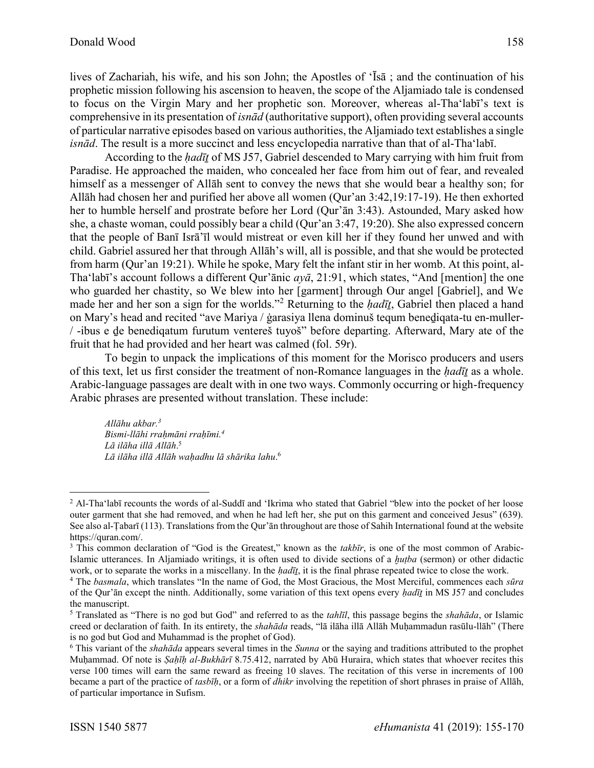lives of Zachariah, his wife, and his son John; the Apostles of ʻĪsā ; and the continuation of his prophetic mission following his ascension to heaven, the scope of the Aljamiado tale is condensed to focus on the Virgin Mary and her prophetic son. Moreover, whereas al-Thaʻlabī's text is comprehensive in its presentation of *isnād* (authoritative support), often providing several accounts of particular narrative episodes based on various authorities, the Aljamiado text establishes a single *isnād*. The result is a more succinct and less encyclopedia narrative than that of al-Thaʻlabī.

According to the *ḥadīṯ* of MS J57, Gabriel descended to Mary carrying with him fruit from Paradise. He approached the maiden, who concealed her face from him out of fear, and revealed himself as a messenger of Allāh sent to convey the news that she would bear a healthy son; for Allāh had chosen her and purified her above all women (Qur'an 3:42,19:17-19). He then exhorted her to humble herself and prostrate before her Lord (Qur'ān 3:43). Astounded, Mary asked how she, a chaste woman, could possibly bear a child (Qur'an 3:47, 19:20). She also expressed concern that the people of Banī Isrā'īl would mistreat or even kill her if they found her unwed and with child. Gabriel assured her that through Allāh's will, all is possible, and that she would be protected from harm (Qur'an 19:21). While he spoke, Mary felt the infant stir in her womb. At this point, al-Thaʻlabī's account follows a different Qur'ānic *ayā*, 21:91, which states, "And [mention] the one who guarded her chastity, so We blew into her [garment] through Our angel [Gabriel], and We made her and her son a sign for the worlds."[2] Returning to the *ḥadīṯ*, Gabriel then placed a hand on Mary's head and recited "ave Mariya / ġarasiya llena dominuš tequm beneḏiqata-tu en-muller- / -ibus e ḏe benediqatum furutum ventereš tuyoš" before departing. Afterward, Mary ate of the fruit that he had provided and her heart was calmed (fol. 59r).

To begin to unpack the implications of this moment for the Morisco producers and users of this text, let us first consider the treatment of non-Romance languages in the *ḥadīṯ* as a whole. Arabic-language passages are dealt with in one two ways. Commonly occurring or high-frequency Arabic phrases are presented without translation. These include:

> *Allāhu akbar.*[3]
> *Bismi-llāhi rraḥmāni rraḥīmi.*[4]
> *Lā ilāha illā Allāh.*[5]
> *Lā ilāha illā Allāh waḥadhu lā shārika lahu.*[6]

---

[2] Al-Thaʻlabī recounts the words of al-Suddī and ʻIkrima who stated that Gabriel "blew into the pocket of her loose outer garment that she had removed, and when he had left her, she put on this garment and conceived Jesus" (639). See also al-Ṭabarī (113). Translations from the Qur'ān throughout are those of Sahih International found at the website https://quran.com/.

[3] This common declaration of "God is the Greatest," known as the *takbīr*, is one of the most common of Arabic-Islamic utterances. In Aljamiado writings, it is often used to divide sections of a *ḫuṭba* (sermon) or other didactic work, or to separate the works in a miscellany. In the *ḥadīṯ*, it is the final phrase repeated twice to close the work.

[4] The *basmala*, which translates "In the name of God, the Most Gracious, the Most Merciful, commences each *sūra* of the Qur'ān except the ninth. Additionally, some variation of this text opens every *ḥadīṯ* in MS J57 and concludes the manuscript.

[5] Translated as "There is no god but God" and referred to as the *tahlīl*, this passage begins the *shahāda*, or Islamic creed or declaration of faith. In its entirety, the *shahāda* reads, "lā ilāha illā Allāh Muḥammadun rasūlu-llāh" (There is no god but God and Muhammad is the prophet of God).

[6] This variant of the *shahāda* appears several times in the *Sunna* or the saying and traditions attributed to the prophet Muḥammad. Of note is *Ṣaḥīḥ al-Bukhārī* 8.75.412, narrated by Abū Huraira, which states that whoever recites this verse 100 times will earn the same reward as freeing 10 slaves. The recitation of this verse in increments of 100 became a part of the practice of *tasbīḥ*, or a form of *dhikr* involving the repetition of short phrases in praise of Allāh, of particular importance in Sufism.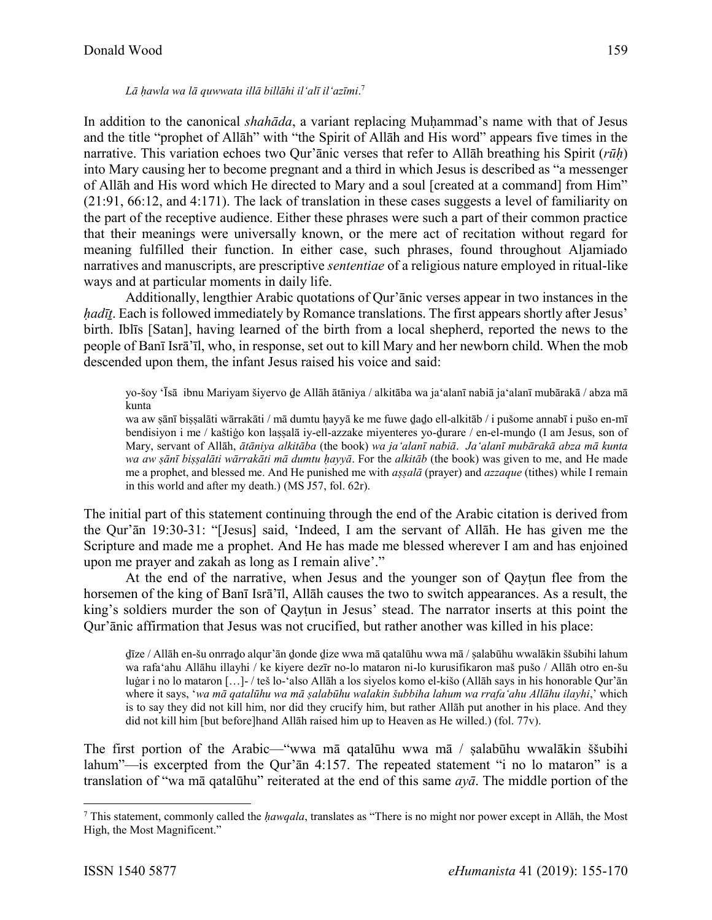*Lā ḥawla wa lā quwwata illā billāhi il'alī il'azīmi*.[7]

In addition to the canonical *shahāda*, a variant replacing Muḥammad's name with that of Jesus and the title "prophet of Allāh" with "the Spirit of Allāh and His word" appears five times in the narrative. This variation echoes two Qur'ānic verses that refer to Allāh breathing his Spirit (*rūḥ*) into Mary causing her to become pregnant and a third in which Jesus is described as "a messenger of Allāh and His word which He directed to Mary and a soul [created at a command] from Him" (21:91, 66:12, and 4:171). The lack of translation in these cases suggests a level of familiarity on the part of the receptive audience. Either these phrases were such a part of their common practice that their meanings were universally known, or the mere act of recitation without regard for meaning fulfilled their function. In either case, such phrases, found throughout Aljamiado narratives and manuscripts, are prescriptive *sententiae* of a religious nature employed in ritual-like ways and at particular moments in daily life.

Additionally, lengthier Arabic quotations of Qur'ānic verses appear in two instances in the *ḥadīṯ*. Each is followed immediately by Romance translations. The first appears shortly after Jesus' birth. Iblīs [Satan], having learned of the birth from a local shepherd, reported the news to the people of Banī Isrā'īl, who, in response, set out to kill Mary and her newborn child. When the mob descended upon them, the infant Jesus raised his voice and said:

> yo-šoy 'Īsā ibnu Mariyam šiyervo ḏe Allāh ātāniya / alkitāba wa ja'alanī nabiā ja'alanī mubārakā / abza mā kunta
> wa aw ṣānī biṣṣalāti wārrakāti / mā dumtu ḥayyā ke me fuwe ḏaḏo ell-alkitāb / i pušome annabī i pušo en-mī bendisiyon i me / kaštiġo kon laṣṣalā iy-ell-azzake miyenteres yo-ḏurare / en-el-munḏo (I am Jesus, son of Mary, servant of Allāh, *ātāniya alkitāba* (the book) *wa ja'alanī nabiā*. *Ja'alanī mubārakā abza mā kunta wa aw ṣānī biṣṣalāti wārrakāti mā dumtu ḥayyā*. For the *alkitāb* (the book) was given to me, and He made me a prophet, and blessed me. And He punished me with *aṣṣalā* (prayer) and *azzaque* (tithes) while I remain in this world and after my death.) (MS J57, fol. 62r).

The initial part of this statement continuing through the end of the Arabic citation is derived from the Qur'ān 19:30-31: "[Jesus] said, 'Indeed, I am the servant of Allāh. He has given me the Scripture and made me a prophet. And He has made me blessed wherever I am and has enjoined upon me prayer and zakah as long as I remain alive'."

At the end of the narrative, when Jesus and the younger son of Qayṭun flee from the horsemen of the king of Banī Isrā'īl, Allāh causes the two to switch appearances. As a result, the king's soldiers murder the son of Qayṭun in Jesus' stead. The narrator inserts at this point the Qur'ānic affirmation that Jesus was not crucified, but rather another was killed in his place:

> ḏīze / Allāh en-šu onrraḏo alqur'ān ḏonde ḏize wwa mā qatalūhu wwa mā / ṣalabūhu wwalākin ššubihi lahum wa rafa'ahu Allāhu illayhi / ke kiyere dezīr no-lo mataron ni-lo kurusifikaron maš pušo / Allāh otro en-šu luġar i no lo mataron […]- / teš lo-'also Allāh a los siyelos komo el-kišo (Allāh says in his honorable Qur'ān where it says, '*wa mā qatalūhu wa mā ṣalabūhu walakin šubbiha lahum wa rrafa'ahu Allāhu ilayhi*,' which is to say they did not kill him, nor did they crucify him, but rather Allāh put another in his place. And they did not kill him [but before]hand Allāh raised him up to Heaven as He willed.) (fol. 77v).

The first portion of the Arabic—"wwa mā qatalūhu wwa mā / ṣalabūhu wwalākin ššubihi lahum"—is excerpted from the Qur'ān 4:157. The repeated statement "i no lo mataron" is a translation of "wa mā qatalūhu" reiterated at the end of this same *ayā*. The middle portion of the

---

[7] This statement, commonly called the *ḥawqala*, translates as "There is no might nor power except in Allāh, the Most High, the Most Magnificent."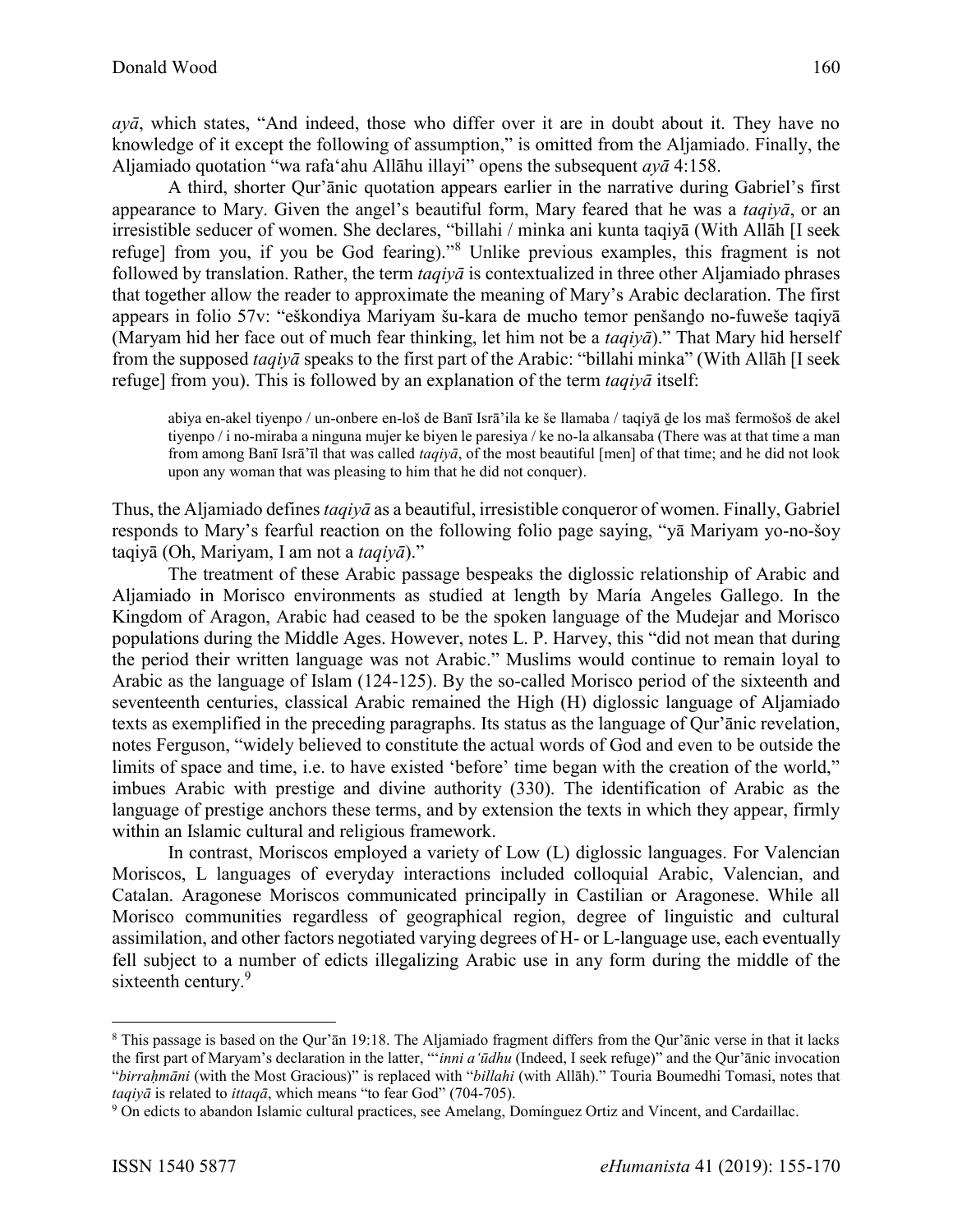*ayā*, which states, "And indeed, those who differ over it are in doubt about it. They have no knowledge of it except the following of assumption," is omitted from the Aljamiado. Finally, the Aljamiado quotation "wa rafa'ahu Allāhu illayi" opens the subsequent *ayā* 4:158.

A third, shorter Qur'ānic quotation appears earlier in the narrative during Gabriel's first appearance to Mary. Given the angel's beautiful form, Mary feared that he was a *taqiyā*, or an irresistible seducer of women. She declares, "billahi / minka ani kunta taqiyā (With Allāh [I seek refuge] from you, if you be God fearing)."[8] Unlike previous examples, this fragment is not followed by translation. Rather, the term *taqiyā* is contextualized in three other Aljamiado phrases that together allow the reader to approximate the meaning of Mary's Arabic declaration. The first appears in folio 57v: "eškondiya Mariyam šu-kara de mucho temor penšanḏo no-fuweše taqiyā (Maryam hid her face out of much fear thinking, let him not be a *taqiyā*)." That Mary hid herself from the supposed *taqiyā* speaks to the first part of the Arabic: "billahi minka" (With Allāh [I seek refuge] from you). This is followed by an explanation of the term *taqiyā* itself:

> abiya en-akel tiyenpo / un-onbere en-loš de Banī Isrā'ila ke še llamaba / taqiyā ḏe los maš fermošoš de akel tiyenpo / i no-miraba a ninguna mujer ke biyen le paresiya / ke no-la alkansaba (There was at that time a man from among Banī Isrā'īl that was called *taqiyā*, of the most beautiful [men] of that time; and he did not look upon any woman that was pleasing to him that he did not conquer).

Thus, the Aljamiado defines *taqiyā* as a beautiful, irresistible conqueror of women. Finally, Gabriel responds to Mary's fearful reaction on the following folio page saying, "yā Mariyam yo-no-šoy taqiyā (Oh, Mariyam, I am not a *taqiyā*)."

The treatment of these Arabic passage bespeaks the diglossic relationship of Arabic and Aljamiado in Morisco environments as studied at length by María Angeles Gallego. In the Kingdom of Aragon, Arabic had ceased to be the spoken language of the Mudejar and Morisco populations during the Middle Ages. However, notes L. P. Harvey, this "did not mean that during the period their written language was not Arabic." Muslims would continue to remain loyal to Arabic as the language of Islam (124-125). By the so-called Morisco period of the sixteenth and seventeenth centuries, classical Arabic remained the High (H) diglossic language of Aljamiado texts as exemplified in the preceding paragraphs. Its status as the language of Qur'ānic revelation, notes Ferguson, "widely believed to constitute the actual words of God and even to be outside the limits of space and time, i.e. to have existed 'before' time began with the creation of the world," imbues Arabic with prestige and divine authority (330). The identification of Arabic as the language of prestige anchors these terms, and by extension the texts in which they appear, firmly within an Islamic cultural and religious framework.

In contrast, Moriscos employed a variety of Low (L) diglossic languages. For Valencian Moriscos, L languages of everyday interactions included colloquial Arabic, Valencian, and Catalan. Aragonese Moriscos communicated principally in Castilian or Aragonese. While all Morisco communities regardless of geographical region, degree of linguistic and cultural assimilation, and other factors negotiated varying degrees of H- or L-language use, each eventually fell subject to a number of edicts illegalizing Arabic use in any form during the middle of the sixteenth century.[9]

---

[8] This passage is based on the Qur'ān 19:18. The Aljamiado fragment differs from the Qur'ānic verse in that it lacks the first part of Maryam's declaration in the latter, "'*inni a'ūdhu* (Indeed, I seek refuge)" and the Qur'ānic invocation "*birraḥmāni* (with the Most Gracious)" is replaced with "*billahi* (with Allāh)." Touria Boumedhi Tomasi, notes that *taqiyā* is related to *ittaqā*, which means "to fear God" (704-705).

[9] On edicts to abandon Islamic cultural practices, see Amelang, Domínguez Ortiz and Vincent, and Cardaillac.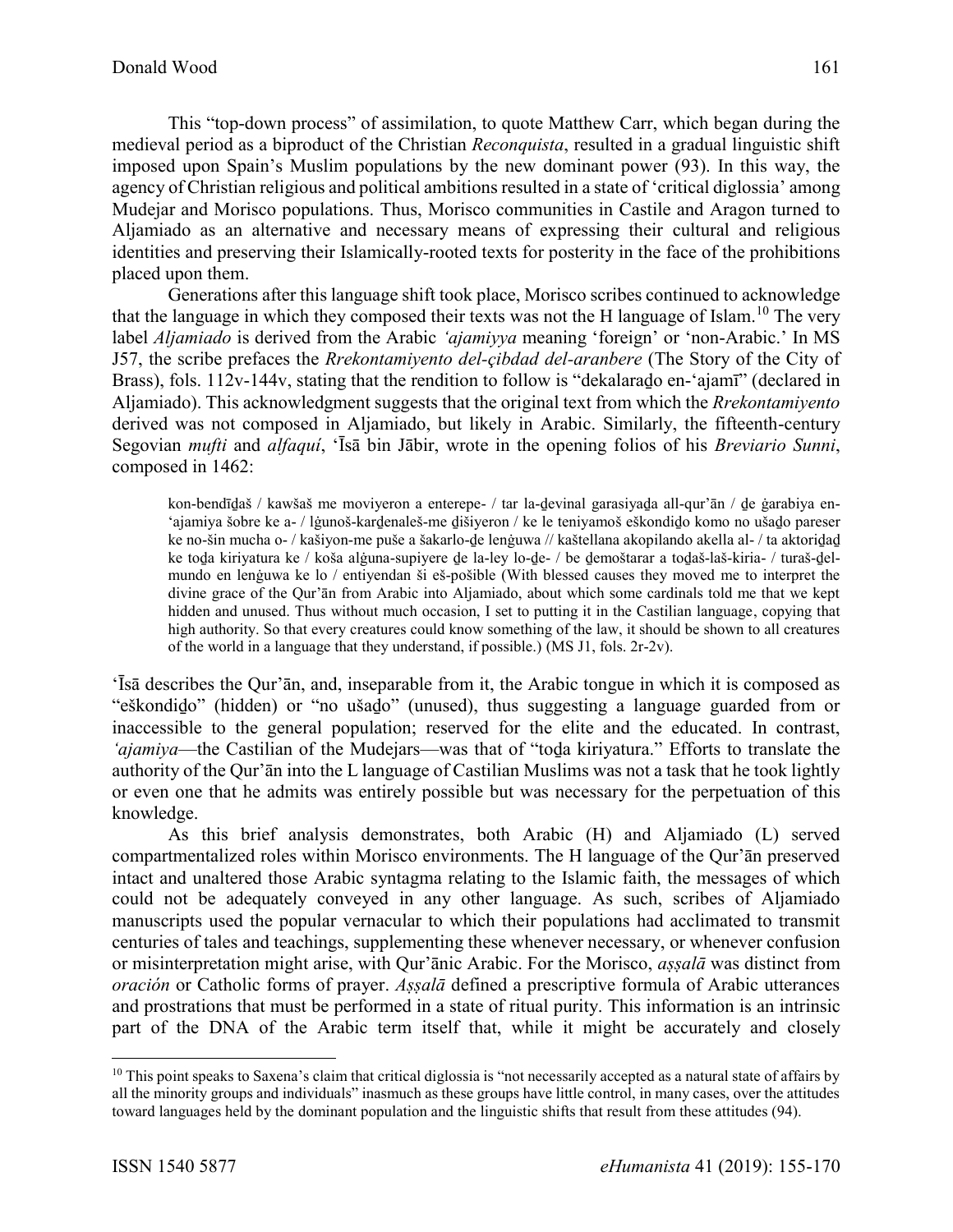This "top-down process" of assimilation, to quote Matthew Carr, which began during the medieval period as a biproduct of the Christian *Reconquista*, resulted in a gradual linguistic shift imposed upon Spain's Muslim populations by the new dominant power (93). In this way, the agency of Christian religious and political ambitions resulted in a state of 'critical diglossia' among Mudejar and Morisco populations. Thus, Morisco communities in Castile and Aragon turned to Aljamiado as an alternative and necessary means of expressing their cultural and religious identities and preserving their Islamically-rooted texts for posterity in the face of the prohibitions placed upon them.

Generations after this language shift took place, Morisco scribes continued to acknowledge that the language in which they composed their texts was not the H language of Islam.[10] The very label *Aljamiado* is derived from the Arabic *'ajamiyya* meaning 'foreign' or 'non-Arabic.' In MS J57, the scribe prefaces the *Rrekontamiyento del-çibdad del-aranbere* (The Story of the City of Brass), fols. 112v-144v, stating that the rendition to follow is "dekalarad̠o en-'ajamī" (declared in Aljamiado). This acknowledgment suggests that the original text from which the *Rrekontamiyento* derived was not composed in Aljamiado, but likely in Arabic. Similarly, the fifteenth-century Segovian *mufti* and *alfaquí*, 'Īsā bin Jābir, wrote in the opening folios of his *Breviario Sunni*, composed in 1462:

> kon-bendīd̠aš / kawšaš me moviyeron a enterepe- / tar la-d̠evinal garasiyad̠a all-qur'ān / d̠e ġarabiya en-'ajamiya šobre ke a- / lġunoš-karḏenaleš-me d̠išiyeron / ke le teniyamoš eškondid̠o komo no ušad̠o pareser ke no-šin mucha o- / kašiyon-me puše a šakarlo-d̠e lenġuwa // kaštellana akopilando akella al- / ta aktorid̠ad̠ ke tod̠a kiriyatura ke / koša alġuna-supiyere d̠e la-ley lo-d̠e- / be d̠emoštarar a tod̠aš-laš-kiria- / turaš-d̠el-mundo en lenġuwa ke lo / entiyendan ši eš-pošible (With blessed causes they moved me to interpret the divine grace of the Qur'ān from Arabic into Aljamiado, about which some cardinals told me that we kept hidden and unused. Thus without much occasion, I set to putting it in the Castilian language, copying that high authority. So that every creatures could know something of the law, it should be shown to all creatures of the world in a language that they understand, if possible.) (MS J1, fols. 2r-2v).

'Īsā describes the Qur'ān, and, inseparable from it, the Arabic tongue in which it is composed as "eškondid̠o" (hidden) or "no ušad̠o" (unused), thus suggesting a language guarded from or inaccessible to the general population; reserved for the elite and the educated. In contrast, *'ajamiya*—the Castilian of the Mudejars—was that of "tod̠a kiriyatura." Efforts to translate the authority of the Qur'ān into the L language of Castilian Muslims was not a task that he took lightly or even one that he admits was entirely possible but was necessary for the perpetuation of this knowledge.

As this brief analysis demonstrates, both Arabic (H) and Aljamiado (L) served compartmentalized roles within Morisco environments. The H language of the Qur'ān preserved intact and unaltered those Arabic syntagma relating to the Islamic faith, the messages of which could not be adequately conveyed in any other language. As such, scribes of Aljamiado manuscripts used the popular vernacular to which their populations had acclimated to transmit centuries of tales and teachings, supplementing these whenever necessary, or whenever confusion or misinterpretation might arise, with Qur'ānic Arabic. For the Morisco, *aṣṣalā* was distinct from *oración* or Catholic forms of prayer. *Aṣṣalā* defined a prescriptive formula of Arabic utterances and prostrations that must be performed in a state of ritual purity. This information is an intrinsic part of the DNA of the Arabic term itself that, while it might be accurately and closely

[10] This point speaks to Saxena's claim that critical diglossia is "not necessarily accepted as a natural state of affairs by all the minority groups and individuals" inasmuch as these groups have little control, in many cases, over the attitudes toward languages held by the dominant population and the linguistic shifts that result from these attitudes (94).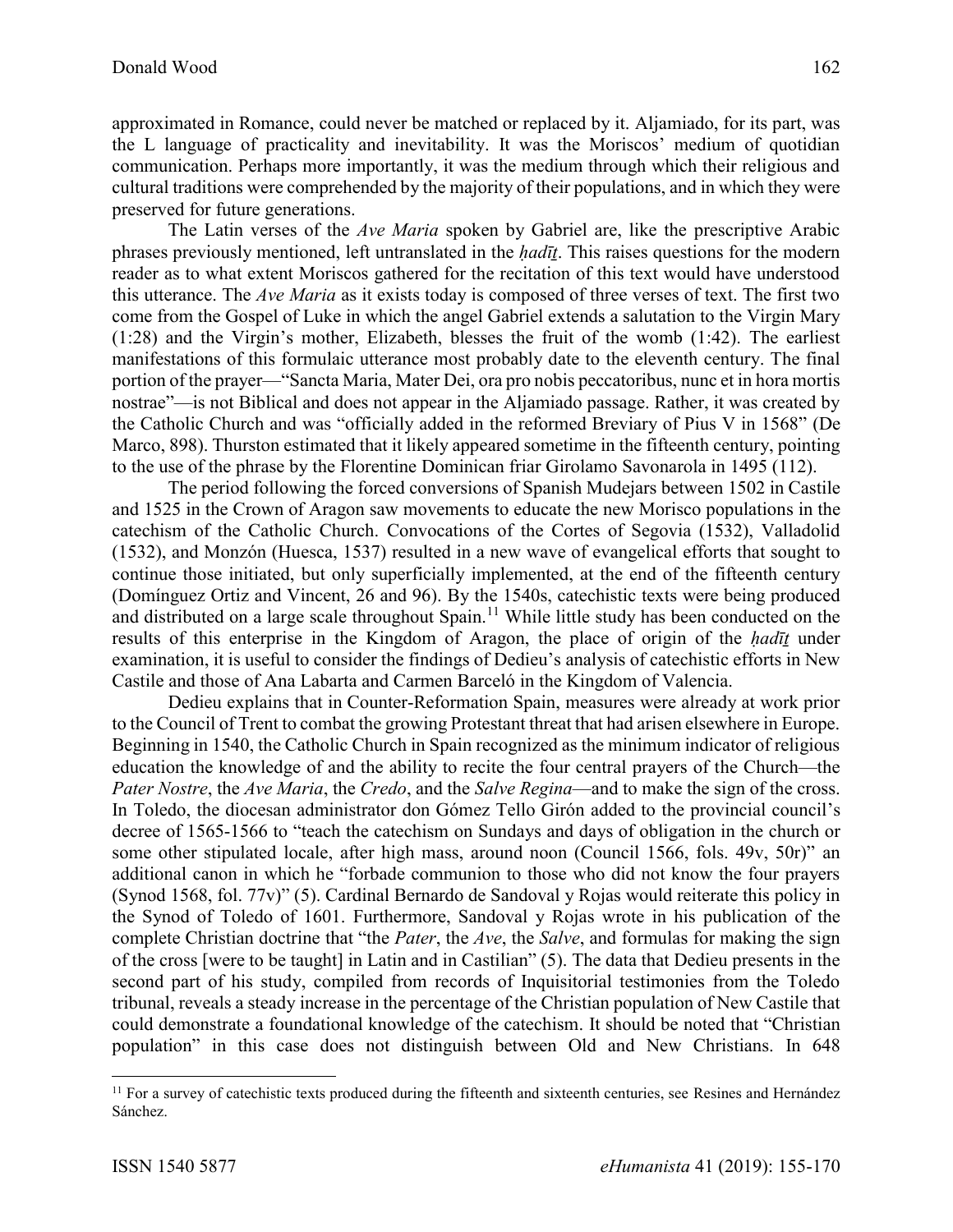approximated in Romance, could never be matched or replaced by it. Aljamiado, for its part, was the L language of practicality and inevitability. It was the Moriscos' medium of quotidian communication. Perhaps more importantly, it was the medium through which their religious and cultural traditions were comprehended by the majority of their populations, and in which they were preserved for future generations.

The Latin verses of the *Ave Maria* spoken by Gabriel are, like the prescriptive Arabic phrases previously mentioned, left untranslated in the *ḥadīṯ*. This raises questions for the modern reader as to what extent Moriscos gathered for the recitation of this text would have understood this utterance. The *Ave Maria* as it exists today is composed of three verses of text. The first two come from the Gospel of Luke in which the angel Gabriel extends a salutation to the Virgin Mary (1:28) and the Virgin's mother, Elizabeth, blesses the fruit of the womb (1:42). The earliest manifestations of this formulaic utterance most probably date to the eleventh century. The final portion of the prayer—"Sancta Maria, Mater Dei, ora pro nobis peccatoribus, nunc et in hora mortis nostrae"—is not Biblical and does not appear in the Aljamiado passage. Rather, it was created by the Catholic Church and was "officially added in the reformed Breviary of Pius V in 1568" (De Marco, 898). Thurston estimated that it likely appeared sometime in the fifteenth century, pointing to the use of the phrase by the Florentine Dominican friar Girolamo Savonarola in 1495 (112).

The period following the forced conversions of Spanish Mudejars between 1502 in Castile and 1525 in the Crown of Aragon saw movements to educate the new Morisco populations in the catechism of the Catholic Church. Convocations of the Cortes of Segovia (1532), Valladolid (1532), and Monzón (Huesca, 1537) resulted in a new wave of evangelical efforts that sought to continue those initiated, but only superficially implemented, at the end of the fifteenth century (Domínguez Ortiz and Vincent, 26 and 96). By the 1540s, catechistic texts were being produced and distributed on a large scale throughout Spain.[11] While little study has been conducted on the results of this enterprise in the Kingdom of Aragon, the place of origin of the *ḥadīṯ* under examination, it is useful to consider the findings of Dedieu's analysis of catechistic efforts in New Castile and those of Ana Labarta and Carmen Barceló in the Kingdom of Valencia.

Dedieu explains that in Counter-Reformation Spain, measures were already at work prior to the Council of Trent to combat the growing Protestant threat that had arisen elsewhere in Europe. Beginning in 1540, the Catholic Church in Spain recognized as the minimum indicator of religious education the knowledge of and the ability to recite the four central prayers of the Church—the *Pater Nostre*, the *Ave Maria*, the *Credo*, and the *Salve Regina*—and to make the sign of the cross. In Toledo, the diocesan administrator don Gómez Tello Girón added to the provincial council's decree of 1565-1566 to "teach the catechism on Sundays and days of obligation in the church or some other stipulated locale, after high mass, around noon (Council 1566, fols. 49v, 50r)" an additional canon in which he "forbade communion to those who did not know the four prayers (Synod 1568, fol. 77v)" (5). Cardinal Bernardo de Sandoval y Rojas would reiterate this policy in the Synod of Toledo of 1601. Furthermore, Sandoval y Rojas wrote in his publication of the complete Christian doctrine that "the *Pater*, the *Ave*, the *Salve*, and formulas for making the sign of the cross [were to be taught] in Latin and in Castilian" (5). The data that Dedieu presents in the second part of his study, compiled from records of Inquisitorial testimonies from the Toledo tribunal, reveals a steady increase in the percentage of the Christian population of New Castile that could demonstrate a foundational knowledge of the catechism. It should be noted that "Christian population" in this case does not distinguish between Old and New Christians. In 648

---

[11] For a survey of catechistic texts produced during the fifteenth and sixteenth centuries, see Resines and Hernández Sánchez.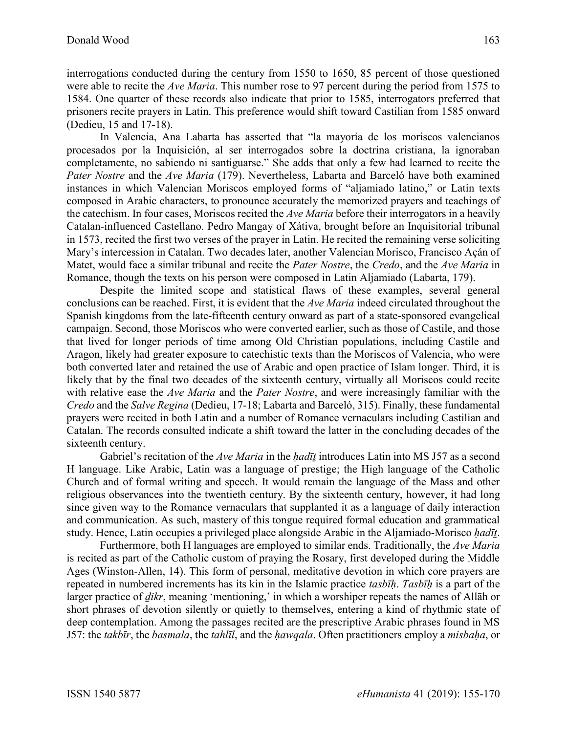interrogations conducted during the century from 1550 to 1650, 85 percent of those questioned were able to recite the *Ave Maria*. This number rose to 97 percent during the period from 1575 to 1584. One quarter of these records also indicate that prior to 1585, interrogators preferred that prisoners recite prayers in Latin. This preference would shift toward Castilian from 1585 onward (Dedieu, 15 and 17-18).

In Valencia, Ana Labarta has asserted that "la mayoría de los moriscos valencianos procesados por la Inquisición, al ser interrogados sobre la doctrina cristiana, la ignoraban completamente, no sabiendo ni santiguarse." She adds that only a few had learned to recite the *Pater Nostre* and the *Ave Maria* (179). Nevertheless, Labarta and Barceló have both examined instances in which Valencian Moriscos employed forms of "aljamiado latino," or Latin texts composed in Arabic characters, to pronounce accurately the memorized prayers and teachings of the catechism. In four cases, Moriscos recited the *Ave Maria* before their interrogators in a heavily Catalan-influenced Castellano. Pedro Mangay of Xátiva, brought before an Inquisitorial tribunal in 1573, recited the first two verses of the prayer in Latin. He recited the remaining verse soliciting Mary's intercession in Catalan. Two decades later, another Valencian Morisco, Francisco Açán of Matet, would face a similar tribunal and recite the *Pater Nostre*, the *Credo*, and the *Ave Maria* in Romance, though the texts on his person were composed in Latin Aljamiado (Labarta, 179).

Despite the limited scope and statistical flaws of these examples, several general conclusions can be reached. First, it is evident that the *Ave Maria* indeed circulated throughout the Spanish kingdoms from the late-fifteenth century onward as part of a state-sponsored evangelical campaign. Second, those Moriscos who were converted earlier, such as those of Castile, and those that lived for longer periods of time among Old Christian populations, including Castile and Aragon, likely had greater exposure to catechistic texts than the Moriscos of Valencia, who were both converted later and retained the use of Arabic and open practice of Islam longer. Third, it is likely that by the final two decades of the sixteenth century, virtually all Moriscos could recite with relative ease the *Ave Maria* and the *Pater Nostre*, and were increasingly familiar with the *Credo* and the *Salve Regina* (Dedieu, 17-18; Labarta and Barceló, 315). Finally, these fundamental prayers were recited in both Latin and a number of Romance vernaculars including Castilian and Catalan. The records consulted indicate a shift toward the latter in the concluding decades of the sixteenth century.

Gabriel's recitation of the *Ave Maria* in the *ḥadīṯ* introduces Latin into MS J57 as a second H language. Like Arabic, Latin was a language of prestige; the High language of the Catholic Church and of formal writing and speech. It would remain the language of the Mass and other religious observances into the twentieth century. By the sixteenth century, however, it had long since given way to the Romance vernaculars that supplanted it as a language of daily interaction and communication. As such, mastery of this tongue required formal education and grammatical study. Hence, Latin occupies a privileged place alongside Arabic in the Aljamiado-Morisco *ḥadīṯ*.

Furthermore, both H languages are employed to similar ends. Traditionally, the *Ave Maria* is recited as part of the Catholic custom of praying the Rosary, first developed during the Middle Ages (Winston-Allen, 14). This form of personal, meditative devotion in which core prayers are repeated in numbered increments has its kin in the Islamic practice *tasbīḥ*. *Tasbīḥ* is a part of the larger practice of *ḏikr*, meaning 'mentioning,' in which a worshiper repeats the names of Allāh or short phrases of devotion silently or quietly to themselves, entering a kind of rhythmic state of deep contemplation. Among the passages recited are the prescriptive Arabic phrases found in MS J57: the *takbīr*, the *basmala*, the *tahlīl*, and the *ḥawqala*. Often practitioners employ a *misbaḥa*, or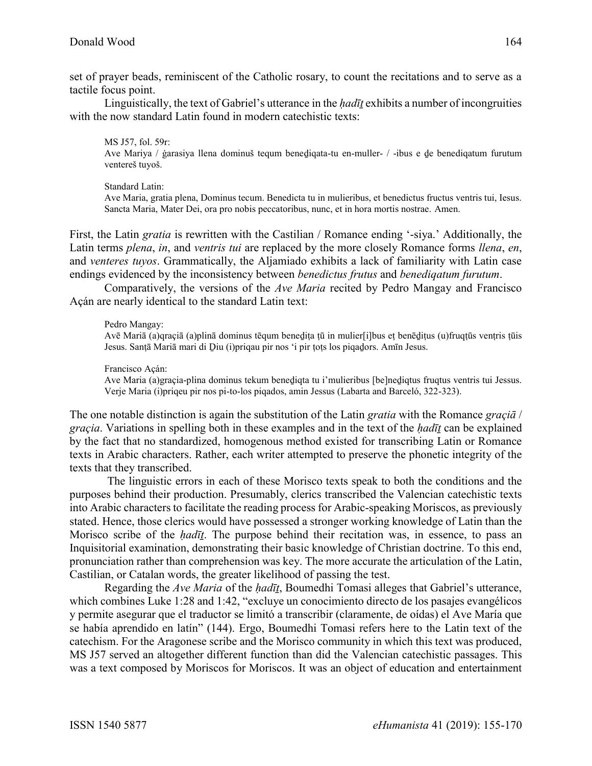set of prayer beads, reminiscent of the Catholic rosary, to count the recitations and to serve as a tactile focus point.

Linguistically, the text of Gabriel's utterance in the *ḥadīṯ* exhibits a number of incongruities with the now standard Latin found in modern catechistic texts:

> MS J57, fol. 59r:
> Ave Mariya / ġarasiya llena dominuš tequm beneḏiqata-tu en-muller- / -ibus e ḏe benediqatum furutum ventereš tuyoš.
>
> Standard Latin:
> Ave Maria, gratia plena, Dominus tecum. Benedicta tu in mulieribus, et benedictus fructus ventris tui, Iesus. Sancta Maria, Mater Dei, ora pro nobis peccatoribus, nunc, et in hora mortis nostrae. Amen.

First, the Latin *gratia* is rewritten with the Castilian / Romance ending '-siya.' Additionally, the Latin terms *plena*, *in*, and *ventris tui* are replaced by the more closely Romance forms *llena*, *en*, and *venteres tuyos*. Grammatically, the Aljamiado exhibits a lack of familiarity with Latin case endings evidenced by the inconsistency between *benedictus frutus* and *benediqatum furutum*.

Comparatively, the versions of the *Ave Maria* recited by Pedro Mangay and Francisco Açán are nearly identical to the standard Latin text:

> Pedro Mangay:
> Avē Mariā (a)qraçiā (a)plinā dominus tēqum beneḏiṭa ṭū in mulier[i]bus eṭ benēḏiṭus (u)fruqṭūs venṭris ṭūis Jesus. Sanṭā Mariā mari di Ḏiu (i)priqau pir nos 'i pir ṭoṭs los piqaḏors. Amīn Jesus.
>
> Francisco Açán:
> Ave Maria (a)graçia-plina dominus tekum beneḏiqta tu i'mulieribus [be]neḏiqtus fruqtus ventris tui Jessus. Verje Maria (i)priqeu pir nos pi-to-los piqados, amin Jessus (Labarta and Barceló, 322-323).

The one notable distinction is again the substitution of the Latin *gratia* with the Romance *graçiā* / *graçia*. Variations in spelling both in these examples and in the text of the *ḥadīṯ* can be explained by the fact that no standardized, homogenous method existed for transcribing Latin or Romance texts in Arabic characters. Rather, each writer attempted to preserve the phonetic integrity of the texts that they transcribed.

The linguistic errors in each of these Morisco texts speak to both the conditions and the purposes behind their production. Presumably, clerics transcribed the Valencian catechistic texts into Arabic characters to facilitate the reading process for Arabic-speaking Moriscos, as previously stated. Hence, those clerics would have possessed a stronger working knowledge of Latin than the Morisco scribe of the *ḥadīṯ*. The purpose behind their recitation was, in essence, to pass an Inquisitorial examination, demonstrating their basic knowledge of Christian doctrine. To this end, pronunciation rather than comprehension was key. The more accurate the articulation of the Latin, Castilian, or Catalan words, the greater likelihood of passing the test.

Regarding the *Ave Maria* of the *ḥadīṯ*, Boumedhi Tomasi alleges that Gabriel's utterance, which combines Luke 1:28 and 1:42, "excluye un conocimiento directo de los pasajes evangélicos y permite asegurar que el traductor se limitó a transcribir (claramente, de oídas) el Ave María que se había aprendido en latín" (144). Ergo, Boumedhi Tomasi refers here to the Latin text of the catechism. For the Aragonese scribe and the Morisco community in which this text was produced, MS J57 served an altogether different function than did the Valencian catechistic passages. This was a text composed by Moriscos for Moriscos. It was an object of education and entertainment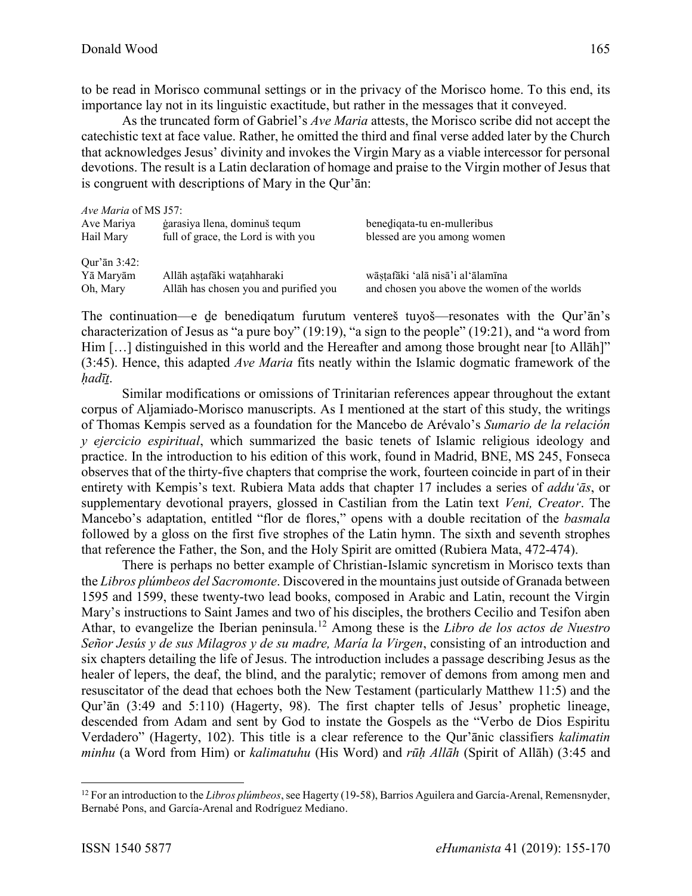to be read in Morisco communal settings or in the privacy of the Morisco home. To this end, its importance lay not in its linguistic exactitude, but rather in the messages that it conveyed.

As the truncated form of Gabriel's *Ave Maria* attests, the Morisco scribe did not accept the catechistic text at face value. Rather, he omitted the third and final verse added later by the Church that acknowledges Jesus' divinity and invokes the Virgin Mary as a viable intercessor for personal devotions. The result is a Latin declaration of homage and praise to the Virgin mother of Jesus that is congruent with descriptions of Mary in the Qur'ān:

| *Ave Maria* of MS J57: | | |
|---|---|---|
| Ave Mariya | ġarasiya llena, dominuš tequm | beneḏiqata-tu en-mulleribus |
| Hail Mary | full of grace, the Lord is with you | blessed are you among women |
| | | |
| Qur'ān 3:42: | | |
| Yā Maryām | Allāh aṣṭafāki waṭahharaki | wāṣṭafāki 'alā nisā'i al'ālamīna |
| Oh, Mary | Allāh has chosen you and purified you | and chosen you above the women of the worlds |

The continuation—e ḏe benediqatum furutum ventereš tuyoš—resonates with the Qur'ān's characterization of Jesus as "a pure boy" (19:19), "a sign to the people" (19:21), and "a word from Him […] distinguished in this world and the Hereafter and among those brought near [to Allāh]" (3:45). Hence, this adapted *Ave Maria* fits neatly within the Islamic dogmatic framework of the *ḥadīṯ*.

Similar modifications or omissions of Trinitarian references appear throughout the extant corpus of Aljamiado-Morisco manuscripts. As I mentioned at the start of this study, the writings of Thomas Kempis served as a foundation for the Mancebo de Arévalo's *Sumario de la relación y ejercicio espiritual*, which summarized the basic tenets of Islamic religious ideology and practice. In the introduction to his edition of this work, found in Madrid, BNE, MS 245, Fonseca observes that of the thirty-five chapters that comprise the work, fourteen coincide in part of in their entirety with Kempis's text. Rubiera Mata adds that chapter 17 includes a series of *addu'ās*, or supplementary devotional prayers, glossed in Castilian from the Latin text *Veni, Creator*. The Mancebo's adaptation, entitled "flor de flores," opens with a double recitation of the *basmala* followed by a gloss on the first five strophes of the Latin hymn. The sixth and seventh strophes that reference the Father, the Son, and the Holy Spirit are omitted (Rubiera Mata, 472-474).

There is perhaps no better example of Christian-Islamic syncretism in Morisco texts than the *Libros plúmbeos del Sacromonte*. Discovered in the mountains just outside of Granada between 1595 and 1599, these twenty-two lead books, composed in Arabic and Latin, recount the Virgin Mary's instructions to Saint James and two of his disciples, the brothers Cecilio and Tesifon aben Athar, to evangelize the Iberian peninsula.[12] Among these is the *Libro de los actos de Nuestro Señor Jesús y de sus Milagros y de su madre, María la Virgen*, consisting of an introduction and six chapters detailing the life of Jesus. The introduction includes a passage describing Jesus as the healer of lepers, the deaf, the blind, and the paralytic; remover of demons from among men and resuscitator of the dead that echoes both the New Testament (particularly Matthew 11:5) and the Qur'ān (3:49 and 5:110) (Hagerty, 98). The first chapter tells of Jesus' prophetic lineage, descended from Adam and sent by God to instate the Gospels as the "Verbo de Dios Espiritu Verdadero" (Hagerty, 102). This title is a clear reference to the Qur'ānic classifiers *kalimatin minhu* (a Word from Him) or *kalimatuhu* (His Word) and *rūḥ Allāh* (Spirit of Allāh) (3:45 and

[12] For an introduction to the *Libros plúmbeos*, see Hagerty (19-58), Barrios Aguilera and García-Arenal, Remensnyder, Bernabé Pons, and García-Arenal and Rodríguez Mediano.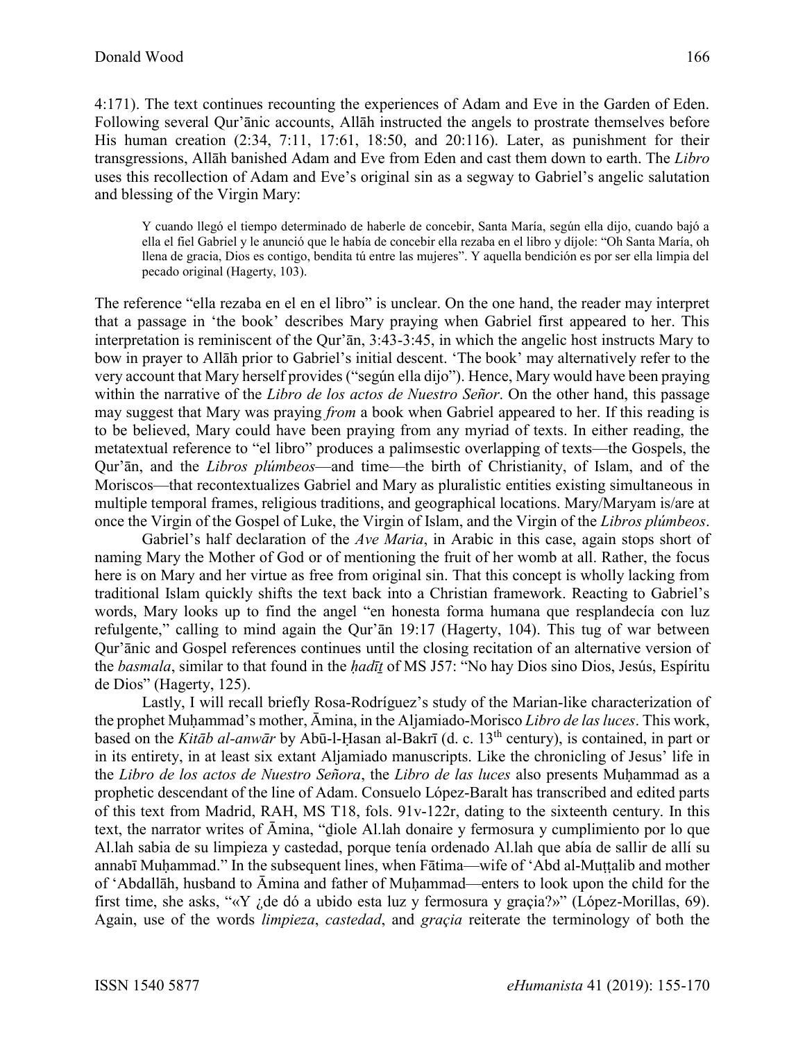4:171). The text continues recounting the experiences of Adam and Eve in the Garden of Eden. Following several Qur'ānic accounts, Allāh instructed the angels to prostrate themselves before His human creation (2:34, 7:11, 17:61, 18:50, and 20:116). Later, as punishment for their transgressions, Allāh banished Adam and Eve from Eden and cast them down to earth. The *Libro* uses this recollection of Adam and Eve's original sin as a segway to Gabriel's angelic salutation and blessing of the Virgin Mary:

> Y cuando llegó el tiempo determinado de haberle de concebir, Santa María, según ella dijo, cuando bajó a ella el fiel Gabriel y le anunció que le había de concebir ella rezaba en el libro y díjole: "Oh Santa María, oh llena de gracia, Dios es contigo, bendita tú entre las mujeres". Y aquella bendición es por ser ella limpia del pecado original (Hagerty, 103).

The reference "ella rezaba en el en el libro" is unclear. On the one hand, the reader may interpret that a passage in 'the book' describes Mary praying when Gabriel first appeared to her. This interpretation is reminiscent of the Qur'ān, 3:43-3:45, in which the angelic host instructs Mary to bow in prayer to Allāh prior to Gabriel's initial descent. 'The book' may alternatively refer to the very account that Mary herself provides ("según ella dijo"). Hence, Mary would have been praying within the narrative of the *Libro de los actos de Nuestro Señor*. On the other hand, this passage may suggest that Mary was praying *from* a book when Gabriel appeared to her. If this reading is to be believed, Mary could have been praying from any myriad of texts. In either reading, the metatextual reference to "el libro" produces a palimsestic overlapping of texts—the Gospels, the Qur'ān, and the *Libros plúmbeos*—and time—the birth of Christianity, of Islam, and of the Moriscos—that recontextualizes Gabriel and Mary as pluralistic entities existing simultaneous in multiple temporal frames, religious traditions, and geographical locations. Mary/Maryam is/are at once the Virgin of the Gospel of Luke, the Virgin of Islam, and the Virgin of the *Libros plúmbeos*.

Gabriel's half declaration of the *Ave Maria*, in Arabic in this case, again stops short of naming Mary the Mother of God or of mentioning the fruit of her womb at all. Rather, the focus here is on Mary and her virtue as free from original sin. That this concept is wholly lacking from traditional Islam quickly shifts the text back into a Christian framework. Reacting to Gabriel's words, Mary looks up to find the angel "en honesta forma humana que resplandecía con luz refulgente," calling to mind again the Qur'ān 19:17 (Hagerty, 104). This tug of war between Qur'ānic and Gospel references continues until the closing recitation of an alternative version of the *basmala*, similar to that found in the *ḥadīṯ* of MS J57: "No hay Dios sino Dios, Jesús, Espíritu de Dios" (Hagerty, 125).

Lastly, I will recall briefly Rosa-Rodríguez's study of the Marian-like characterization of the prophet Muḥammad's mother, Āmina, in the Aljamiado-Morisco *Libro de las luces*. This work, based on the *Kitāb al-anwār* by Abū-l-Ḥasan al-Bakrī (d. c. 13th century), is contained, in part or in its entirety, in at least six extant Aljamiado manuscripts. Like the chronicling of Jesus' life in the *Libro de los actos de Nuestro Señora*, the *Libro de las luces* also presents Muḥammad as a prophetic descendant of the line of Adam. Consuelo López-Baralt has transcribed and edited parts of this text from Madrid, RAH, MS T18, fols. 91v-122r, dating to the sixteenth century. In this text, the narrator writes of Āmina, "ḏiole Al.lah donaire y fermosura y cumplimiento por lo que Al.lah sabia de su limpieza y castedad, porque tenía ordenado Al.lah que abía de sallir de allí su annabī Muḥammad." In the subsequent lines, when Fātima—wife of 'Abd al-Muṭṭalib and mother of 'Abdallāh, husband to Āmina and father of Muḥammad—enters to look upon the child for the first time, she asks, "«Y ¿de dó a ubido esta luz y fermosura y graçia?»" (López-Morillas, 69). Again, use of the words *limpieza*, *castedad*, and *graçia* reiterate the terminology of both the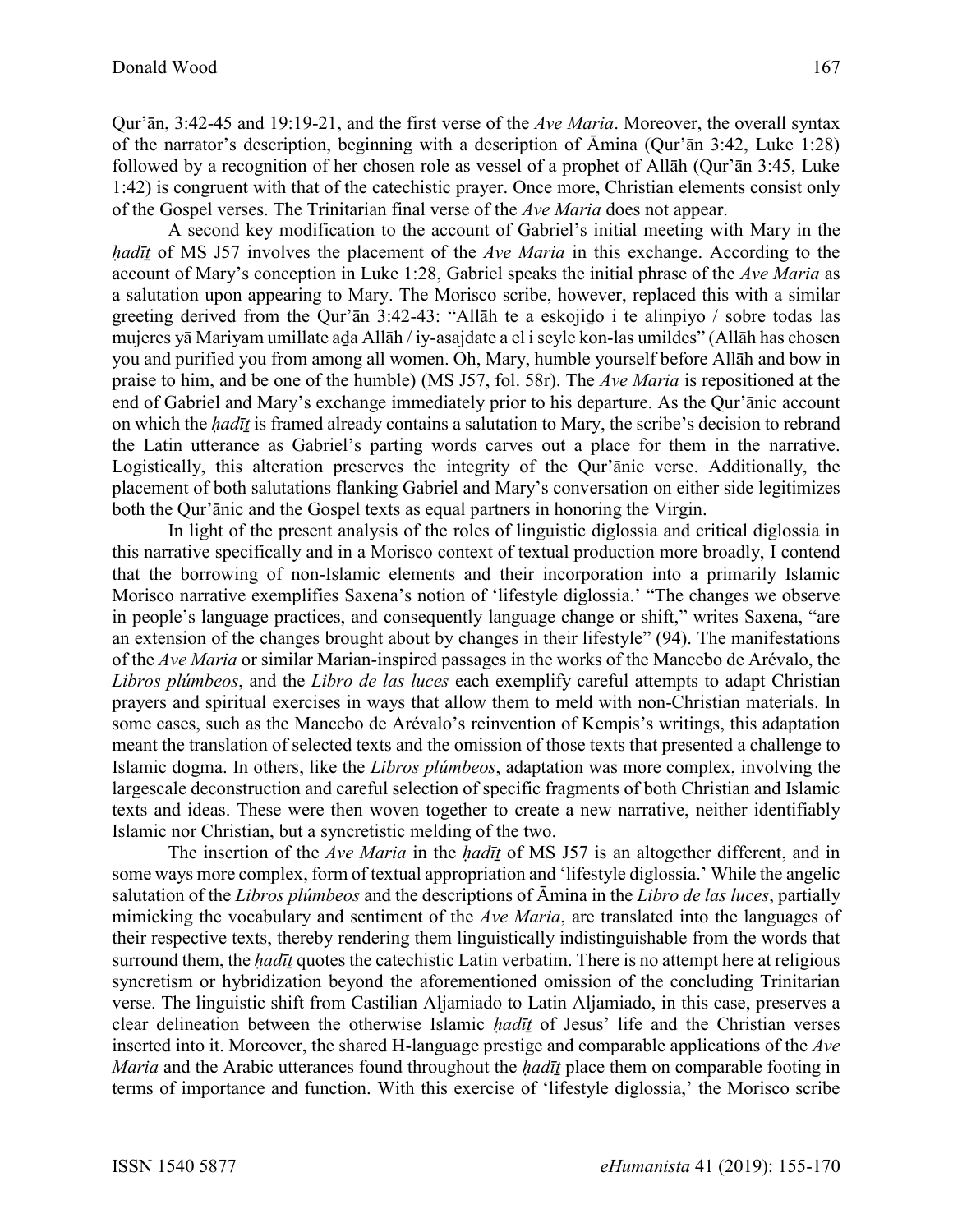Qur'ān, 3:42-45 and 19:19-21, and the first verse of the *Ave Maria*. Moreover, the overall syntax of the narrator's description, beginning with a description of Āmina (Qur'ān 3:42, Luke 1:28) followed by a recognition of her chosen role as vessel of a prophet of Allāh (Qur'ān 3:45, Luke 1:42) is congruent with that of the catechistic prayer. Once more, Christian elements consist only of the Gospel verses. The Trinitarian final verse of the *Ave Maria* does not appear.

A second key modification to the account of Gabriel's initial meeting with Mary in the *ḥadīṯ* of MS J57 involves the placement of the *Ave Maria* in this exchange. According to the account of Mary's conception in Luke 1:28, Gabriel speaks the initial phrase of the *Ave Maria* as a salutation upon appearing to Mary. The Morisco scribe, however, replaced this with a similar greeting derived from the Qur'ān 3:42-43: "Allāh te a eskojiḏo i te alinpiyo / sobre todas las mujeres yā Mariyam umillate aḏa Allāh / iy-asajdate a el i seyle kon-las umildes" (Allāh has chosen you and purified you from among all women. Oh, Mary, humble yourself before Allāh and bow in praise to him, and be one of the humble) (MS J57, fol. 58r). The *Ave Maria* is repositioned at the end of Gabriel and Mary's exchange immediately prior to his departure. As the Qur'ānic account on which the *ḥadīṯ* is framed already contains a salutation to Mary, the scribe's decision to rebrand the Latin utterance as Gabriel's parting words carves out a place for them in the narrative. Logistically, this alteration preserves the integrity of the Qur'ānic verse. Additionally, the placement of both salutations flanking Gabriel and Mary's conversation on either side legitimizes both the Qur'ānic and the Gospel texts as equal partners in honoring the Virgin.

In light of the present analysis of the roles of linguistic diglossia and critical diglossia in this narrative specifically and in a Morisco context of textual production more broadly, I contend that the borrowing of non-Islamic elements and their incorporation into a primarily Islamic Morisco narrative exemplifies Saxena's notion of 'lifestyle diglossia.' "The changes we observe in people's language practices, and consequently language change or shift," writes Saxena, "are an extension of the changes brought about by changes in their lifestyle" (94). The manifestations of the *Ave Maria* or similar Marian-inspired passages in the works of the Mancebo de Arévalo, the *Libros plúmbeos*, and the *Libro de las luces* each exemplify careful attempts to adapt Christian prayers and spiritual exercises in ways that allow them to meld with non-Christian materials. In some cases, such as the Mancebo de Arévalo's reinvention of Kempis's writings, this adaptation meant the translation of selected texts and the omission of those texts that presented a challenge to Islamic dogma. In others, like the *Libros plúmbeos*, adaptation was more complex, involving the largescale deconstruction and careful selection of specific fragments of both Christian and Islamic texts and ideas. These were then woven together to create a new narrative, neither identifiably Islamic nor Christian, but a syncretistic melding of the two.

The insertion of the *Ave Maria* in the *ḥadīṯ* of MS J57 is an altogether different, and in some ways more complex, form of textual appropriation and 'lifestyle diglossia.' While the angelic salutation of the *Libros plúmbeos* and the descriptions of Āmina in the *Libro de las luces*, partially mimicking the vocabulary and sentiment of the *Ave Maria*, are translated into the languages of their respective texts, thereby rendering them linguistically indistinguishable from the words that surround them, the *ḥadīṯ* quotes the catechistic Latin verbatim. There is no attempt here at religious syncretism or hybridization beyond the aforementioned omission of the concluding Trinitarian verse. The linguistic shift from Castilian Aljamiado to Latin Aljamiado, in this case, preserves a clear delineation between the otherwise Islamic *ḥadīṯ* of Jesus' life and the Christian verses inserted into it. Moreover, the shared H-language prestige and comparable applications of the *Ave Maria* and the Arabic utterances found throughout the *ḥadīṯ* place them on comparable footing in terms of importance and function. With this exercise of 'lifestyle diglossia,' the Morisco scribe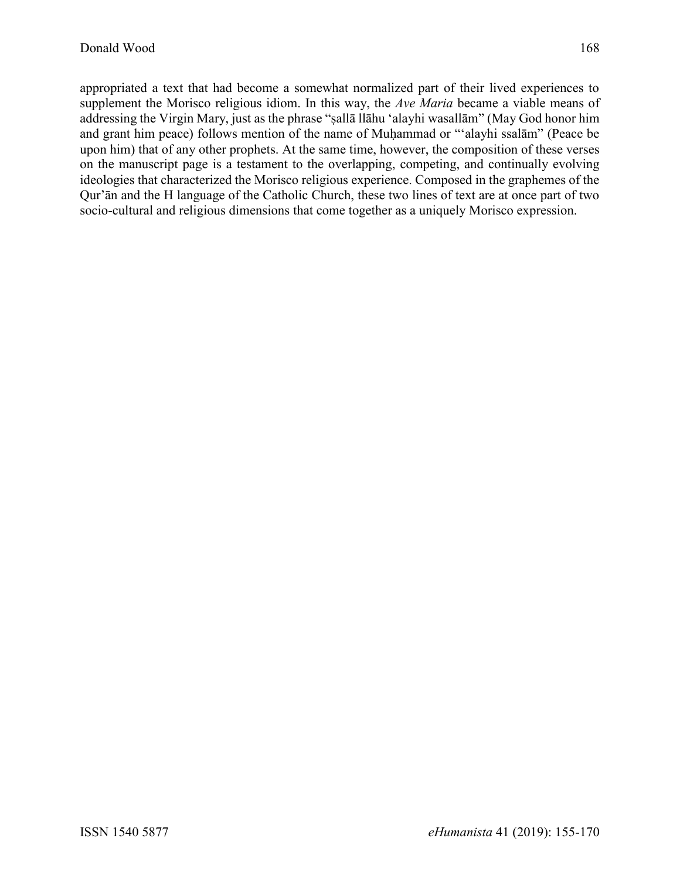appropriated a text that had become a somewhat normalized part of their lived experiences to supplement the Morisco religious idiom. In this way, the *Ave Maria* became a viable means of addressing the Virgin Mary, just as the phrase "ṣallā llāhu 'alayhi wasallām" (May God honor him and grant him peace) follows mention of the name of Muḥammad or "'alayhi ssalām" (Peace be upon him) that of any other prophets. At the same time, however, the composition of these verses on the manuscript page is a testament to the overlapping, competing, and continually evolving ideologies that characterized the Morisco religious experience. Composed in the graphemes of the Qur'ān and the H language of the Catholic Church, these two lines of text are at once part of two socio-cultural and religious dimensions that come together as a uniquely Morisco expression.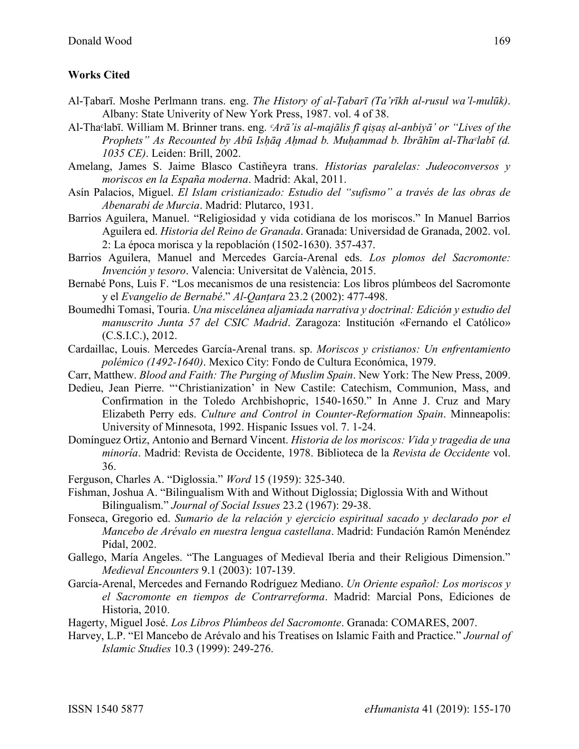**Works Cited**

Al-Ṭabarī. Moshe Perlmann trans. eng. *The History of al-Ṭabarī (Ta'rīkh al-rusul wa'l-mulūk)*. Albany: State Univerity of New York Press, 1987. vol. 4 of 38.

Al-Thaᶜlabī. William M. Brinner trans. eng. *ᶜArā'is al-majālis fī qiṣaṣ al-anbiyā' or "Lives of the Prophets" As Recounted by Abū Isḥāq Aḥmad b. Muḥammad b. Ibrāhīm al-Thaᶜlabī (d. 1035 CE)*. Leiden: Brill, 2002.

Amelang, James S. Jaime Blasco Castiñeyra trans. *Historias paralelas: Judeoconversos y moriscos en la España moderna*. Madrid: Akal, 2011.

Asín Palacios, Miguel. *El Islam cristianizado: Estudio del "sufismo" a través de las obras de Abenarabi de Murcia*. Madrid: Plutarco, 1931.

Barrios Aguilera, Manuel. "Religiosidad y vida cotidiana de los moriscos." In Manuel Barrios Aguilera ed. *Historia del Reino de Granada*. Granada: Universidad de Granada, 2002. vol. 2: La época morisca y la repoblación (1502-1630). 357-437.

Barrios Aguilera, Manuel and Mercedes García-Arenal eds. *Los plomos del Sacromonte: Invención y tesoro*. Valencia: Universitat de València, 2015.

Bernabé Pons, Luis F. "Los mecanismos de una resistencia: Los libros plúmbeos del Sacromonte y el *Evangelio de Bernabé*." *Al-Qanṭara* 23.2 (2002): 477-498.

Boumedhi Tomasi, Touria. *Una miscelánea aljamiada narrativa y doctrinal: Edición y estudio del manuscrito Junta 57 del CSIC Madrid*. Zaragoza: Institución «Fernando el Católico» (C.S.I.C.), 2012.

Cardaillac, Louis. Mercedes García-Arenal trans. sp. *Moriscos y cristianos: Un enfrentamiento polémico (1492-1640)*. Mexico City: Fondo de Cultura Económica, 1979.

Carr, Matthew. *Blood and Faith: The Purging of Muslim Spain*. New York: The New Press, 2009.

Dedieu, Jean Pierre. "'Christianization' in New Castile: Catechism, Communion, Mass, and Confirmation in the Toledo Archbishopric, 1540-1650." In Anne J. Cruz and Mary Elizabeth Perry eds. *Culture and Control in Counter-Reformation Spain*. Minneapolis: University of Minnesota, 1992. Hispanic Issues vol. 7. 1-24.

Domínguez Ortiz, Antonio and Bernard Vincent. *Historia de los moriscos: Vida y tragedia de una minoría*. Madrid: Revista de Occidente, 1978. Biblioteca de la *Revista de Occidente* vol. 36.

Ferguson, Charles A. "Diglossia." *Word* 15 (1959): 325-340.

Fishman, Joshua A. "Bilingualism With and Without Diglossia; Diglossia With and Without Bilingualism." *Journal of Social Issues* 23.2 (1967): 29-38.

Fonseca, Gregorio ed. *Sumario de la relación y ejercicio espiritual sacado y declarado por el Mancebo de Arévalo en nuestra lengua castellana*. Madrid: Fundación Ramón Menéndez Pidal, 2002.

Gallego, María Angeles. "The Languages of Medieval Iberia and their Religious Dimension." *Medieval Encounters* 9.1 (2003): 107-139.

García-Arenal, Mercedes and Fernando Rodríguez Mediano. *Un Oriente español: Los moriscos y el Sacromonte en tiempos de Contrarreforma*. Madrid: Marcial Pons, Ediciones de Historia, 2010.

Hagerty, Miguel José. *Los Libros Plúmbeos del Sacromonte*. Granada: COMARES, 2007.

Harvey, L.P. "El Mancebo de Arévalo and his Treatises on Islamic Faith and Practice." *Journal of Islamic Studies* 10.3 (1999): 249-276.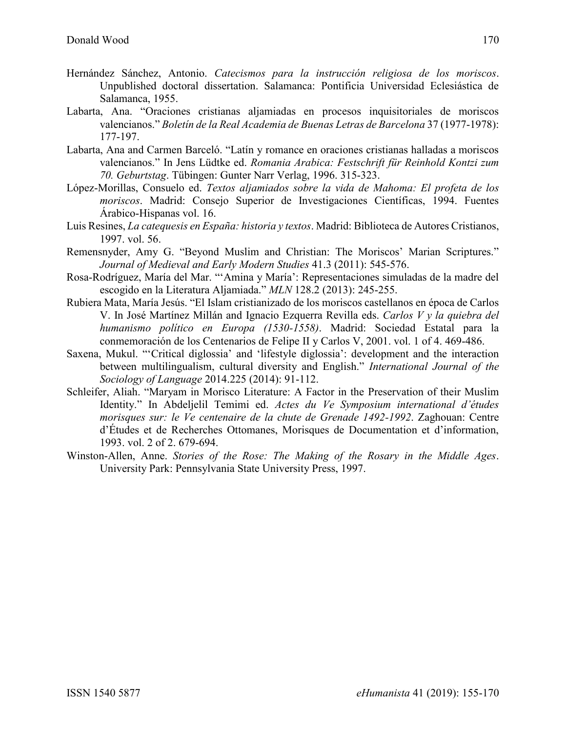Hernández Sánchez, Antonio. *Catecismos para la instrucción religiosa de los moriscos*. Unpublished doctoral dissertation. Salamanca: Pontificia Universidad Eclesiástica de Salamanca, 1955.

Labarta, Ana. "Oraciones cristianas aljamiadas en procesos inquisitoriales de moriscos valencianos." *Boletín de la Real Academia de Buenas Letras de Barcelona* 37 (1977-1978): 177-197.

Labarta, Ana and Carmen Barceló. "Latín y romance en oraciones cristianas halladas a moriscos valencianos." In Jens Lüdtke ed. *Romania Arabica: Festschrift für Reinhold Kontzi zum 70. Geburtstag*. Tübingen: Gunter Narr Verlag, 1996. 315-323.

López-Morillas, Consuelo ed. *Textos aljamiados sobre la vida de Mahoma: El profeta de los moriscos*. Madrid: Consejo Superior de Investigaciones Científicas, 1994. Fuentes Árabico-Hispanas vol. 16.

Luis Resines, *La catequesis en España: historia y textos*. Madrid: Biblioteca de Autores Cristianos, 1997. vol. 56.

Remensnyder, Amy G. "Beyond Muslim and Christian: The Moriscos' Marian Scriptures." *Journal of Medieval and Early Modern Studies* 41.3 (2011): 545-576.

Rosa-Rodríguez, María del Mar. "'Amina y María': Representaciones simuladas de la madre del escogido en la Literatura Aljamiada." *MLN* 128.2 (2013): 245-255.

Rubiera Mata, María Jesús. "El Islam cristianizado de los moriscos castellanos en época de Carlos V. In José Martínez Millán and Ignacio Ezquerra Revilla eds. *Carlos V y la quiebra del humanismo político en Europa (1530-1558)*. Madrid: Sociedad Estatal para la conmemoración de los Centenarios de Felipe II y Carlos V, 2001. vol. 1 of 4. 469-486.

Saxena, Mukul. "'Critical diglossia' and 'lifestyle diglossia': development and the interaction between multilingualism, cultural diversity and English." *International Journal of the Sociology of Language* 2014.225 (2014): 91-112.

Schleifer, Aliah. "Maryam in Morisco Literature: A Factor in the Preservation of their Muslim Identity." In Abdeljelil Temimi ed. *Actes du Ve Symposium international d'études morisques sur: le Ve centenaire de la chute de Grenade 1492-1992*. Zaghouan: Centre d'Études et de Recherches Ottomanes, Morisques de Documentation et d'information, 1993. vol. 2 of 2. 679-694.

Winston-Allen, Anne. *Stories of the Rose: The Making of the Rosary in the Middle Ages*. University Park: Pennsylvania State University Press, 1997.